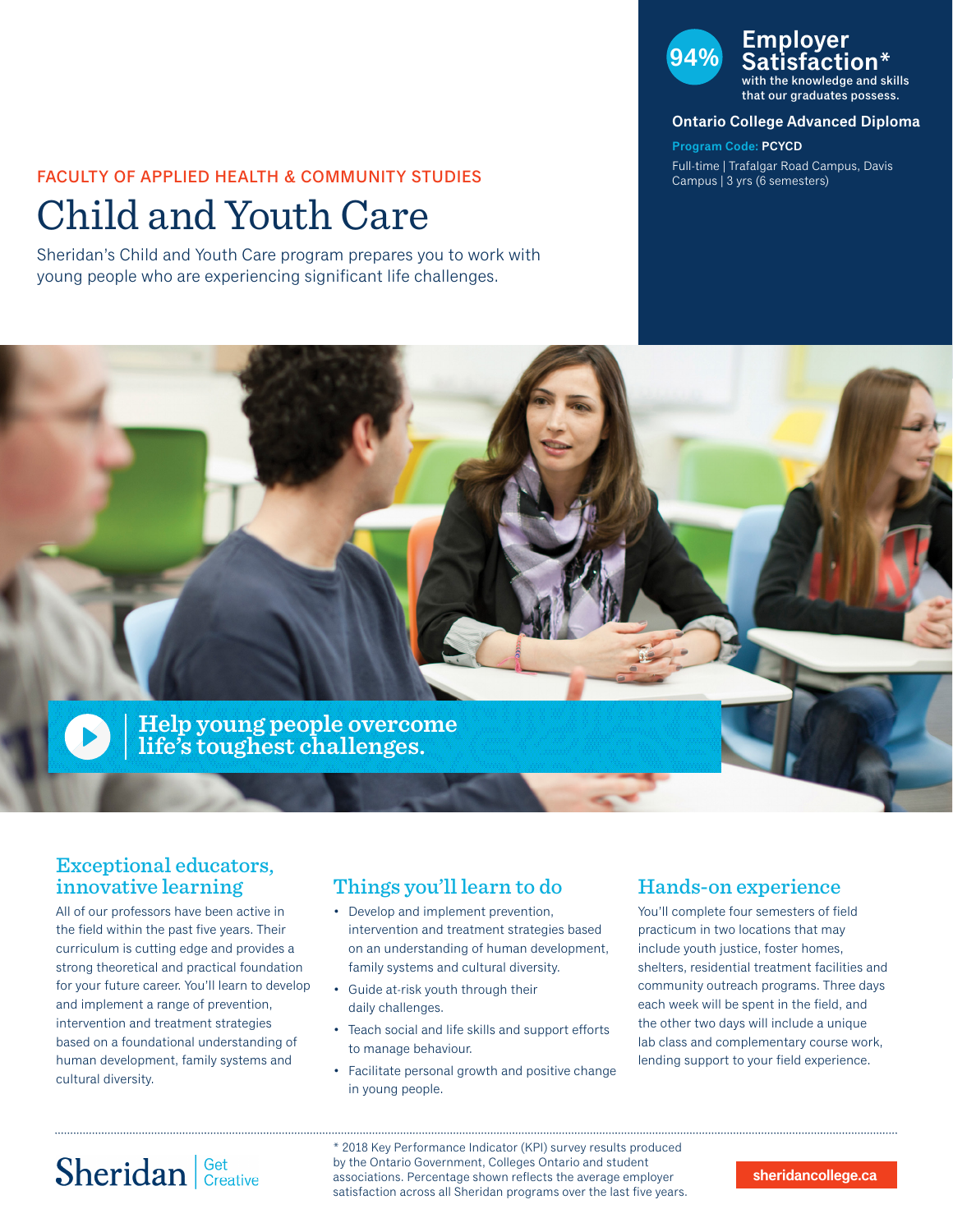FACULTY OF APPLIED HEALTH & COMMUNITY STUDIES

# Child and Youth Care

Sheridan's Child and Youth Care program prepares you to work with young people who are experiencing significant life challenges.

**94% Employer Satisfaction*** with the knowledge and skills that our graduates possess.

**Ontario College Advanced Diploma**

**Program Code: PCYCD**

Full-time | Trafalgar Road Campus, Davis Campus | 3 yrs (6 semesters)

Help young people overcome life's toughest challenges.

## Exceptional educators, innovative learning

All of our professors have been active in the field within the past five years. Their curriculum is cutting edge and provides a strong theoretical and practical foundation for your future career. You'll learn to develop and implement a range of prevention, intervention and treatment strategies based on a foundational understanding of human development, family systems and cultural diversity.

## Things you'll learn to do

- Develop and implement prevention, intervention and treatment strategies based on an understanding of human development, family systems and cultural diversity.
- Guide at-risk youth through their daily challenges.
- Teach social and life skills and support efforts to manage behaviour.
- Facilitate personal growth and positive change in young people.

## Hands-on experience

You'll complete four semesters of field practicum in two locations that may include youth justice, foster homes, shelters, residential treatment facilities and community outreach programs. Three days each week will be spent in the field, and the other two days will include a unique lab class and complementary course work, lending support to your field experience.

Sheridan | Get Creative

* 2018 Key Performance Indicator (KPI) survey results produced by the Ontario Government, Colleges Ontario and student associations. Percentage shown reflects the average employer satisfaction across all Sheridan programs over the last five years.

sheridancollege.ca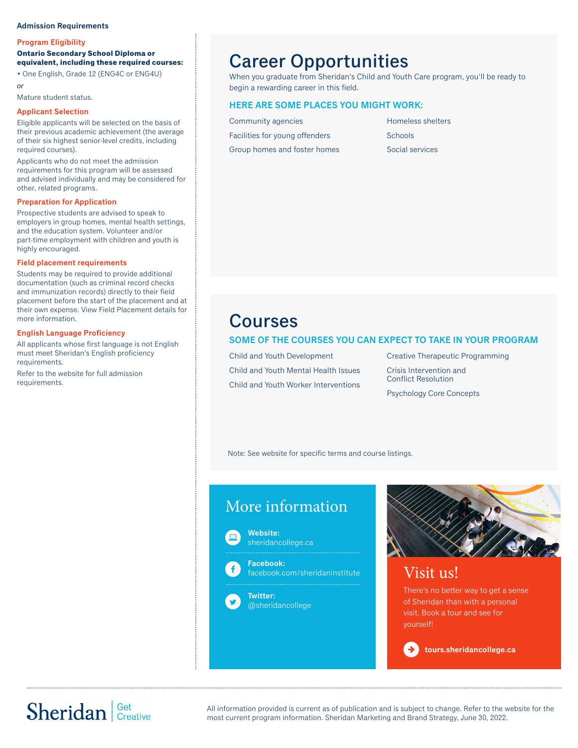## Admission Requirements

### Program Eligibility

**Ontario Secondary School Diploma or equivalent, including these required courses:**

- One English, Grade 12 (ENG4C or ENG4U)

*or*

Mature student status.

### Applicant Selection

Eligible applicants will be selected on the basis of their previous academic achievement (the average of their six highest senior-level credits, including required courses).

Applicants who do not meet the admission requirements for this program will be assessed and advised individually and may be considered for other, related programs.

### Preparation for Application

Prospective students are advised to speak to employers in group homes, mental health settings, and the education system. Volunteer and/or part-time employment with children and youth is highly encouraged.

### Field placement requirements

Students may be required to provide additional documentation (such as criminal record checks and immunization records) directly to their field placement before the start of the placement and at their own expense. View Field Placement details for more information.

### English Language Proficiency

All applicants whose first language is not English must meet Sheridan's English proficiency requirements.

Refer to the website for full admission requirements.

# Career Opportunities

When you graduate from Sheridan's Child and Youth Care program, you'll be ready to begin a rewarding career in this field.

### HERE ARE SOME PLACES YOU MIGHT WORK:

- Community agencies
- Facilities for young offenders
- Group homes and foster homes
- Homeless shelters
- Schools
- Social services

# Courses

### SOME OF THE COURSES YOU CAN EXPECT TO TAKE IN YOUR PROGRAM

- Child and Youth Development
- Child and Youth Mental Health Issues
- Child and Youth Worker Interventions
- Creative Therapeutic Programming
- Crisis Intervention and Conflict Resolution
- Psychology Core Concepts

Note: See website for specific terms and course listings.

## More information

**Website:**
sheridancollege.ca

**Facebook:**
facebook.com/sheridaninstitute

**Twitter:**
@sheridancollege

## Visit us!

There's no better way to get a sense of Sheridan than with a personal visit. Book a tour and see for yourself!

**tours.sheridancollege.ca**

Sheridan | Get Creative

All information provided is current as of publication and is subject to change. Refer to the website for the most current program information. Sheridan Marketing and Brand Strategy, June 30, 2022.